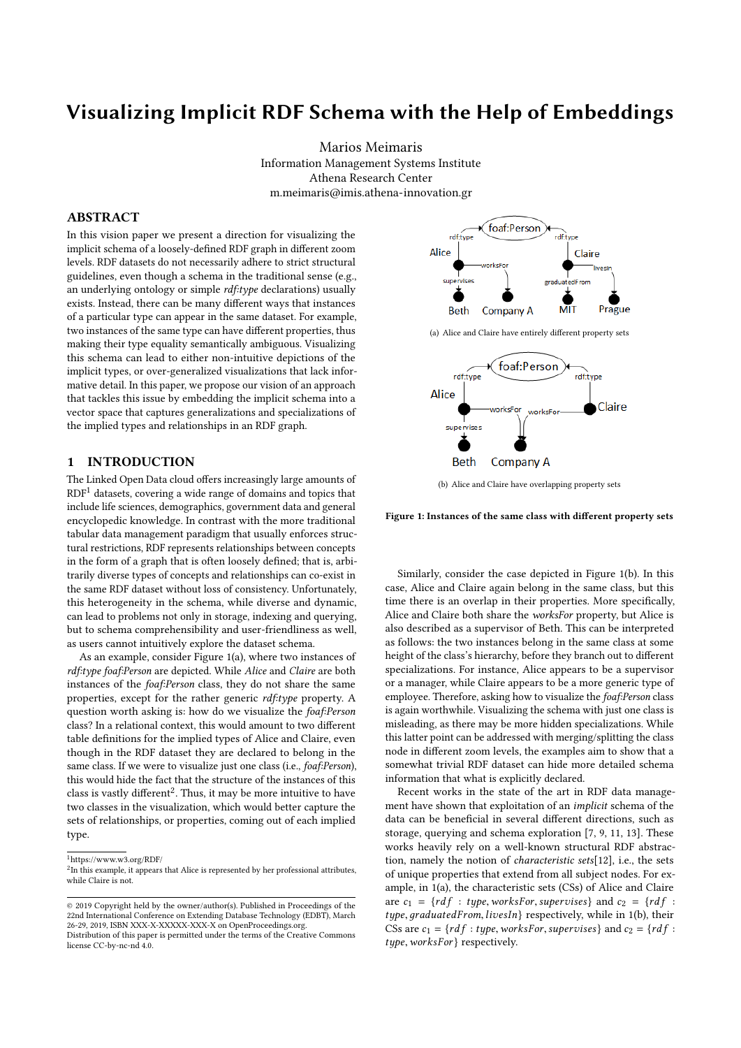# Visualizing Implicit RDF Schema with the Help of Embeddings

Marios Meimaris
Information Management Systems Institute
Athena Research Center
m.meimaris@imis.athena-innovation.gr

## ABSTRACT

In this vision paper we present a direction for visualizing the implicit schema of a loosely-defined RDF graph in different zoom levels. RDF datasets do not necessarily adhere to strict structural guidelines, even though a schema in the traditional sense (e.g., an underlying ontology or simple *rdf:type* declarations) usually exists. Instead, there can be many different ways that instances of a particular type can appear in the same dataset. For example, two instances of the same type can have different properties, thus making their type equality semantically ambiguous. Visualizing this schema can lead to either non-intuitive depictions of the implicit types, or over-generalized visualizations that lack informative detail. In this paper, we propose our vision of an approach that tackles this issue by embedding the implicit schema into a vector space that captures generalizations and specializations of the implied types and relationships in an RDF graph.

## 1 INTRODUCTION

The Linked Open Data cloud offers increasingly large amounts of RDF[1] datasets, covering a wide range of domains and topics that include life sciences, demographics, government data and general encyclopedic knowledge. In contrast with the more traditional tabular data management paradigm that usually enforces structural restrictions, RDF represents relationships between concepts in the form of a graph that is often loosely defined; that is, arbitrarily diverse types of concepts and relationships can co-exist in the same RDF dataset without loss of consistency. Unfortunately, this heterogeneity in the schema, while diverse and dynamic, can lead to problems not only in storage, indexing and querying, but to schema comprehensibility and user-friendliness as well, as users cannot intuitively explore the dataset schema.

As an example, consider Figure 1(a), where two instances of *rdf:type foaf:Person* are depicted. While *Alice* and *Claire* are both instances of the *foaf:Person* class, they do not share the same properties, except for the rather generic *rdf:type* property. A question worth asking is: how do we visualize the *foaf:Person* class? In a relational context, this would amount to two different table definitions for the implied types of Alice and Claire, even though in the RDF dataset they are declared to belong in the same class. If we were to visualize just one class (i.e., *foaf:Person*), this would hide the fact that the structure of the instances of this class is vastly different[2]. Thus, it may be more intuitive to have two classes in the visualization, which would better capture the sets of relationships, or properties, coming out of each implied type.

[1] https://www.w3.org/RDF/

[2] In this example, it appears that Alice is represented by her professional attributes, while Claire is not.

© 2019 Copyright held by the owner/author(s). Published in Proceedings of the 22nd International Conference on Extending Database Technology (EDBT), March 26-29, 2019, ISBN XXX-X-XXXXX-XXX-X on OpenProceedings.org.
Distribution of this paper is permitted under the terms of the Creative Commons license CC-by-nc-nd 4.0.

(a) Alice and Claire have entirely different property sets

(b) Alice and Claire have overlapping property sets

**Figure 1: Instances of the same class with different property sets**

Similarly, consider the case depicted in Figure 1(b). In this case, Alice and Claire again belong in the same class, but this time there is an overlap in their properties. More specifically, Alice and Claire both share the *worksFor* property, but Alice is also described as a supervisor of Beth. This can be interpreted as follows: the two instances belong in the same class at some height of the class's hierarchy, before they branch out to different specializations. For instance, Alice appears to be a supervisor or a manager, while Claire appears to be a more generic type of employee. Therefore, asking how to visualize the *foaf:Person* class is again worthwhile. Visualizing the schema with just one class is misleading, as there may be more hidden specializations. While this latter point can be addressed with merging/splitting the class node in different zoom levels, the examples aim to show that a somewhat trivial RDF dataset can hide more detailed schema information that what is explicitly declared.

Recent works in the state of the art in RDF data management have shown that exploitation of an *implicit* schema of the data can be beneficial in several different directions, such as storage, querying and schema exploration [7, 9, 11, 13]. These works heavily rely on a well-known structural RDF abstraction, namely the notion of *characteristic sets*[12], i.e., the sets of unique properties that extend from all subject nodes. For example, in 1(a), the characteristic sets (CSs) of Alice and Claire are $c_1 = \{rdf:type, worksFor, supervises\}$ and $c_2 = \{rdf:type, graduatedFrom, livesIn\}$ respectively, while in 1(b), their CSs are $c_1 = \{rdf:type, worksFor, supervises\}$ and $c_2 = \{rdf:type, worksFor\}$ respectively.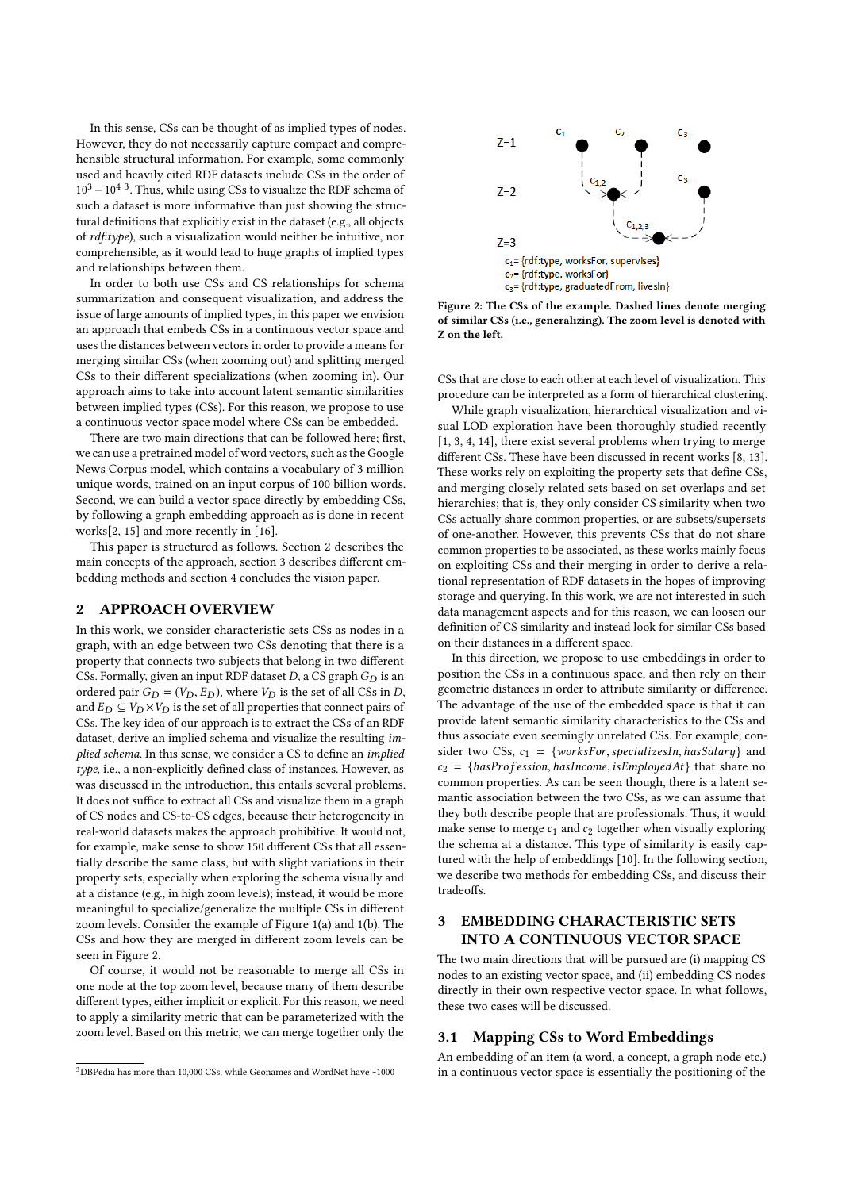In this sense, CSs can be thought of as implied types of nodes. However, they do not necessarily capture compact and comprehensible structural information. For example, some commonly used and heavily cited RDF datasets include CSs in the order of $10^3 - 10^4$ [3]. Thus, while using CSs to visualize the RDF schema of such a dataset is more informative than just showing the structural definitions that explicitly exist in the dataset (e.g., all objects of *rdf:type*), such a visualization would neither be intuitive, nor comprehensible, as it would lead to huge graphs of implied types and relationships between them.

In order to both use CSs and CSs relationships for schema summarization and consequent visualization, and address the issue of large amounts of implied types, in this paper we envision an approach that embeds CSs in a continuous vector space and uses the distances between vectors in order to provide a means for merging similar CSs (when zooming out) and splitting merged CSs to their different specializations (when zooming in). Our approach aims to take into account latent semantic similarities between implied types (CSs). For this reason, we propose to use a continuous vector space model where CSs can be embedded.

There are two main directions that can be followed here; first, we can use a pretrained model of word vectors, such as the Google News Corpus model, which contains a vocabulary of 3 million unique words, trained on an input corpus of 100 billion words. Second, we can build a vector space directly by embedding CSs, by following a graph embedding approach as is done in recent works[2, 15] and more recently in [16].

This paper is structured as follows. Section 2 describes the main concepts of the approach, section 3 describes different embedding methods and section 4 concludes the vision paper.

## 2 APPROACH OVERVIEW

In this work, we consider characteristic sets CSs as nodes in a graph, with an edge between two CSs denoting that there is a property that connects two subjects that belong in two different CSs. Formally, given an input RDF dataset $D$, a CS graph $G_D$ is an ordered pair $G_D = (V_D, E_D)$, where $V_D$ is the set of all CSs in $D$, and $E_D \subseteq V_D \times V_D$ is the set of all properties that connect pairs of CSs. The key idea of our approach is to extract the CSs of an RDF dataset, derive an implied schema and visualize the resulting *implied schema*. In this sense, we consider a CS to define an *implied type*, i.e., a non-explicitly defined class of instances. However, as was discussed in the introduction, this entails several problems. It does not suffice to extract all CSs and visualize them in a graph of CS nodes and CS-to-CS edges, because their heterogeneity in real-world datasets makes the approach prohibitive. It would not, for example, make sense to show 150 different CSs that all essentially describe the same class, but with slight variations in their property sets, especially when exploring the schema visually and at a distance (e.g., in high zoom levels); instead, it would be more meaningful to specialize/generalize the multiple CSs in different zoom levels. Consider the example of Figure 1(a) and 1(b). The CSs and how they are merged in different zoom levels can be seen in Figure 2.

Of course, it would not be reasonable to merge all CSs in one node at the top zoom level, because many of them describe different types, either implicit or explicit. For this reason, we need to apply a similarity metric that can be parameterized with the zoom level. Based on this metric, we can merge together only the CSs that are close to each other at each level of visualization. This procedure can be interpreted as a form of hierarchical clustering.

$c_1$= {rdf:type, worksFor, supervises}
$c_2$= {rdf:type, worksFor}
$c_3$= {rdf:type, graduatedFrom, livesIn}

**Figure 2: The CSs of the example. Dashed lines denote merging of similar CSs (i.e., generalizing). The zoom level is denoted with Z on the left.**

While graph visualization, hierarchical visualization and visual LOD exploration have been thoroughly studied recently [1, 3, 4, 14], there exist several problems when trying to merge different CSs. These have been discussed in recent works [8, 13]. These works rely on exploiting the property sets that define CSs, and merging closely related sets based on set overlaps and set hierarchies; that is, they only consider CS similarity when two CSs actually share common properties, or are subsets/supersets of one-another. However, this prevents CSs that do not share common properties to be associated, as these works mainly focus on exploiting CSs and their merging in order to derive a relational representation of RDF datasets in the hopes of improving storage and querying. In this work, we are not interested in such data management aspects and for this reason, we can loosen our definition of CS similarity and instead look for similar CSs based on their distances in a different space.

In this direction, we propose to use embeddings in order to position the CSs in a continuous space, and then rely on their geometric distances in order to attribute similarity or difference. The advantage of the use of the embedded space is that it can provide latent semantic similarity characteristics to the CSs and thus associate even seemingly unrelated CSs. For example, consider two CSs, $c_1 = \{worksFor, specializesIn, hasSalary\}$ and $c_2 = \{hasProfession, hasIncome, isEmployedAt\}$ that share no common properties. As can be seen though, there is a latent semantic association between the two CSs, as we can assume that they both describe people that are professionals. Thus, it would make sense to merge $c_1$ and $c_2$ together when visually exploring the schema at a distance. This type of similarity is easily captured with the help of embeddings [10]. In the following section, we describe two methods for embedding CSs, and discuss their tradeoffs.

## 3 EMBEDDING CHARACTERISTIC SETS INTO A CONTINUOUS VECTOR SPACE

The two main directions that will be pursued are (i) mapping CS nodes to an existing vector space, and (ii) embedding CS nodes directly in their own respective vector space. In what follows, these two cases will be discussed.

### 3.1 Mapping CSs to Word Embeddings

An embedding of an item (a word, a concept, a graph node etc.) in a continuous vector space is essentially the positioning of the

[3] DBPedia has more than 10,000 CSs, while Geonames and WordNet have ~1000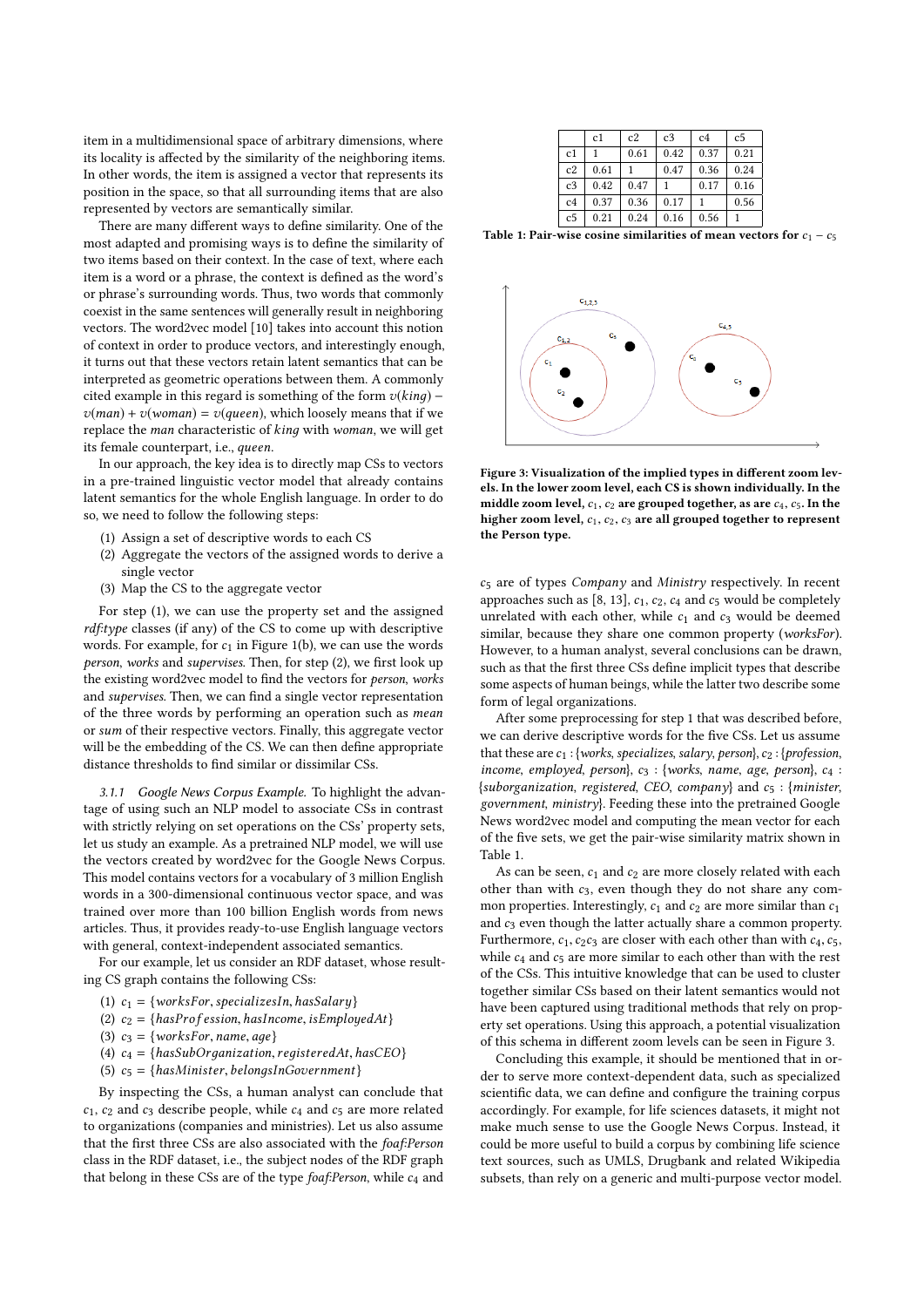item in a multidimensional space of arbitrary dimensions, where its locality is affected by the similarity of the neighboring items. In other words, the item is assigned a vector that represents its position in the space, so that all surrounding items that are also represented by vectors are semantically similar.

There are many different ways to define similarity. One of the most adapted and promising ways is to define the similarity of two items based on their context. In the case of text, where each item is a word or a phrase, the context is defined as the word's or phrase's surrounding words. Thus, two words that commonly coexist in the same sentences will generally result in neighboring vectors. The word2vec model [10] takes into account this notion of context in order to produce vectors, and interestingly enough, it turns out that these vectors retain latent semantics that can be interpreted as geometric operations between them. A commonly cited example in this regard is something of the form $v(king) - v(man) + v(woman) = v(queen)$, which loosely means that if we replace the *man* characteristic of *king* with *woman*, we will get its female counterpart, i.e., *queen*.

In our approach, the key idea is to directly map CSs to vectors in a pre-trained linguistic vector model that already contains latent semantics for the whole English language. In order to do so, we need to follow the following steps:

1. Assign a set of descriptive words to each CS
2. Aggregate the vectors of the assigned words to derive a single vector
3. Map the CS to the aggregate vector

For step (1), we can use the property set and the assigned *rdf:type* classes (if any) of the CS to come up with descriptive words. For example, for $c_1$ in Figure 1(b), we can use the words *person*, *works* and *supervises*. Then, for step (2), we first look up the existing word2vec model to find the vectors for *person*, *works* and *supervises*. Then, we can find a single vector representation of the three words by performing an operation such as *mean* or *sum* of their respective vectors. Finally, this aggregate vector will be the embedding of the CS. We can then define appropriate distance thresholds to find similar or dissimilar CSs.

#### 3.1.1 Google News Corpus Example.

To highlight the advantage of using such an NLP model to associate CSs in contrast with strictly relying on set operations on the CSs' property sets, let us study an example. As a pretrained NLP model, we will use the vectors created by word2vec for the Google News Corpus. This model contains vectors for a vocabulary of 3 million English words in a 300-dimensional continuous vector space, and was trained over more than 100 billion English words from news articles. Thus, it provides ready-to-use English language vectors with general, context-independent associated semantics.

For our example, let us consider an RDF dataset, whose resulting CS graph contains the following CSs:

1. $c_1 = \{worksFor, specializesIn, hasSalary\}$
2. $c_2 = \{hasProfession, hasIncome, isEmployedAt\}$
3. $c_3 = \{worksFor, name, age\}$
4. $c_4 = \{hasSubOrganization, registeredAt, hasCEO\}$
5. $c_5 = \{hasMinister, belongsInGovernment\}$

By inspecting the CSs, a human analyst can conclude that $c_1$, $c_2$ and $c_3$ describe people, while $c_4$ and $c_5$ are more related to organizations (companies and ministries). Let us also assume that the first three CSs are also associated with the *foaf:Person* class in the RDF dataset, i.e., the subject nodes of the RDF graph that belong in these CSs are of the type *foaf:Person*, while $c_4$ and $c_5$ are of types *Company* and *Ministry* respectively. In recent approaches such as [8, 13], $c_1$, $c_2$, $c_4$ and $c_5$ would be completely unrelated with each other, while $c_1$ and $c_3$ would be deemed similar, because they share one common property (*worksFor*). However, to a human analyst, several conclusions can be drawn, such as that the first three CSs define implicit types that describe some aspects of human beings, while the latter two describe some form of legal organizations.

After some preprocessing for step 1 that was described before, we can derive descriptive words for the five CSs. Let us assume that these are $c_1$ : {*works*, *specializes*, *salary*, *person*}, $c_2$ : {*profession*, *income*, *employed*, *person*}, $c_3$ : {*works*, *name*, *age*, *person*}, $c_4$ : {*suborganization*, *registered*, *CEO*, *company*} and $c_5$ : {*minister*, *government*, *ministry*}. Feeding these into the pretrained Google News word2vec model and computing the mean vector for each of the five sets, we get the pair-wise similarity matrix shown in Table 1.

|  | c1 | c2 | c3 | c4 | c5 |
|---|---|---|---|---|---|
| c1 | 1 | 0.61 | 0.42 | 0.37 | 0.21 |
| c2 | 0.61 | 1 | 0.47 | 0.36 | 0.24 |
| c3 | 0.42 | 0.47 | 1 | 0.17 | 0.16 |
| c4 | 0.37 | 0.36 | 0.17 | 1 | 0.56 |
| c5 | 0.21 | 0.24 | 0.16 | 0.56 | 1 |

**Table 1: Pair-wise cosine similarities of mean vectors for $c_1 - c_5$**

As can be seen, $c_1$ and $c_2$ are more closely related with each other than with $c_3$, even though they do not share any common properties. Interestingly, $c_1$ and $c_2$ are more similar than $c_1$ and $c_3$ even though the latter actually share a common property. Furthermore, $c_1$, $c_2 c_3$ are closer with each other than with $c_4$, $c_5$, while $c_4$ and $c_5$ are more similar to each other than with the rest of the CSs. This intuitive knowledge that can be used to cluster together similar CSs based on their latent semantics would not have been captured using traditional methods that rely on property set operations. Using this approach, a potential visualization of this schema in different zoom levels can be seen in Figure 3.

**Figure 3: Visualization of the implied types in different zoom levels. In the lower zoom level, each CS is shown individually. In the middle zoom level, $c_1$, $c_2$ are grouped together, as are $c_4$, $c_5$. In the higher zoom level, $c_1$, $c_2$, $c_3$ are all grouped together to represent the Person type.**

Concluding this example, it should be mentioned that in order to serve more context-dependent data, such as specialized scientific data, we can define and configure the training corpus accordingly. For example, for life sciences datasets, it might not make much sense to use the Google News Corpus. Instead, it could be more useful to build a corpus by combining life science text sources, such as UMLS, Drugbank and related Wikipedia subsets, than rely on a generic and multi-purpose vector model.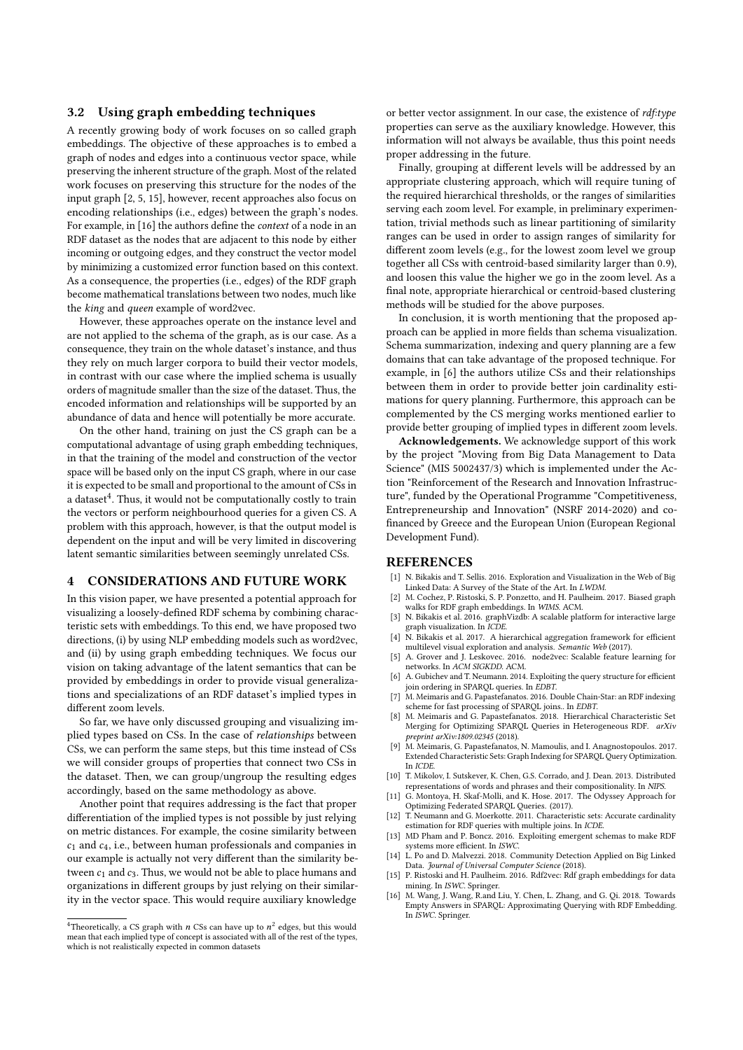### 3.2 Using graph embedding techniques

A recently growing body of work focuses on so called graph embeddings. The objective of these approaches is to embed a graph of nodes and edges into a continuous vector space, while preserving the inherent structure of the graph. Most of the related work focuses on preserving this structure for the nodes of the input graph [2, 5, 15], however, recent approaches also focus on encoding relationships (i.e., edges) between the graph's nodes. For example, in [16] the authors define the *context* of a node in an RDF dataset as the nodes that are adjacent to this node by either incoming or outgoing edges, and they construct the vector model by minimizing a customized error function based on this context. As a consequence, the properties (i.e., edges) of the RDF graph become mathematical translations between two nodes, much like the *king* and *queen* example of word2vec.

However, these approaches operate on the instance level and are not applied to the schema of the graph, as is our case. As a consequence, they train on the whole dataset's instance, and thus they rely on much larger corpora to build their vector models, in contrast with our case where the implied schema is usually orders of magnitude smaller than the size of the dataset. Thus, the encoded information and relationships will be supported by an abundance of data and hence will potentially be more accurate.

On the other hand, training on just the CS graph can be a computational advantage of using graph embedding techniques, in that the training of the model and construction of the vector space will be based only on the input CS graph, where in our case it is expected to be small and proportional to the amount of CSs in a dataset[4]. Thus, it would not be computationally costly to train the vectors or perform neighbourhood queries for a given CS. A problem with this approach, however, is that the output model is dependent on the input and will be very limited in discovering latent semantic similarities between seemingly unrelated CSs.

## 4 CONSIDERATIONS AND FUTURE WORK

In this vision paper, we have presented a potential approach for visualizing a loosely-defined RDF schema by combining characteristic sets with embeddings. To this end, we have proposed two directions, (i) by using NLP embedding models such as word2vec, and (ii) by using graph embedding techniques. We focus our vision on taking advantage of the latent semantics that can be provided by embeddings in order to provide visual generalizations and specializations of an RDF dataset's implied types in different zoom levels.

So far, we have only discussed grouping and visualizing implied types based on CSs. In the case of *relationships* between CSs, we can perform the same steps, but this time instead of CSs we will consider groups of properties that connect two CSs in the dataset. Then, we can group/ungroup the resulting edges accordingly, based on the same methodology as above.

Another point that requires addressing is the fact that proper differentiation of the implied types is not possible by just relying on metric distances. For example, the cosine similarity between $c_1$ and $c_4$, i.e., between human professionals and companies in our example is actually not very different than the similarity between $c_1$ and $c_3$. Thus, we would not be able to place humans and organizations in different groups by just relying on their similarity in the vector space. This would require auxiliary knowledge or better vector assignment. In our case, the existence of *rdf:type* properties can serve as the auxiliary knowledge. However, this information will not always be available, thus this point needs proper addressing in the future.

Finally, grouping at different levels will be addressed by an appropriate clustering approach, which will require tuning of the required hierarchical thresholds, or the ranges of similarities serving each zoom level. For example, in preliminary experimentation, trivial methods such as linear partitioning of similarity ranges can be used in order to assign ranges of similarity for different zoom levels (e.g., for the lowest zoom level we group together all CSs with centroid-based similarity larger than 0.9), and loosen this value the higher we go in the zoom level. As a final note, appropriate hierarchical or centroid-based clustering methods will be studied for the above purposes.

In conclusion, it is worth mentioning that the proposed approach can be applied in more fields than schema visualization. Schema summarization, indexing and query planning are a few domains that can take advantage of the proposed technique. For example, in [6] the authors utilize CSs and their relationships between them in order to provide better join cardinality estimations for query planning. Furthermore, this approach can be complemented by the CS merging works mentioned earlier to provide better grouping of implied types in different zoom levels.

**Acknowledgements.** We acknowledge support of this work by the project "Moving from Big Data Management to Data Science" (MIS 5002437/3) which is implemented under the Action "Reinforcement of the Research and Innovation Infrastructure", funded by the Operational Programme "Competitiveness, Entrepreneurship and Innovation" (NSRF 2014-2020) and co-financed by Greece and the European Union (European Regional Development Fund).

## REFERENCES

[1] N. Bikakis and T. Sellis. 2016. Exploration and Visualization in the Web of Big Linked Data: A Survey of the State of the Art. In *LWDM*.

[2] M. Cochez, P. Ristoski, S. P. Ponzetto, and H. Paulheim. 2017. Biased graph walks for RDF graph embeddings. In *WIMS*. ACM.

[3] N. Bikakis et al. 2016. graphVizdb: A scalable platform for interactive large graph visualization. In *ICDE*.

[4] N. Bikakis et al. 2017. A hierarchical aggregation framework for efficient multilevel visual exploration and analysis. *Semantic Web* (2017).

[5] A. Grover and J. Leskovec. 2016. node2vec: Scalable feature learning for networks. In *ACM SIGKDD*. ACM.

[6] A. Gubichev and T. Neumann. 2014. Exploiting the query structure for efficient join ordering in SPARQL queries. In *EDBT*.

[7] M. Meimaris and G. Papastefanatos. 2016. Double Chain-Star: an RDF indexing scheme for fast processing of SPARQL joins.. In *EDBT*.

[8] M. Meimaris and G. Papastefanatos. 2018. Hierarchical Characteristic Set Merging for Optimizing SPARQL Queries in Heterogeneous RDF. *arXiv preprint arXiv:1809.02345* (2018).

[9] M. Meimaris, G. Papastefanatos, N. Mamoulis, and I. Anagnostopoulos. 2017. Extended Characteristic Sets: Graph Indexing for SPARQL Query Optimization. In *ICDE*.

[10] T. Mikolov, I. Sutskever, K. Chen, G.S. Corrado, and J. Dean. 2013. Distributed representations of words and phrases and their compositionality. In *NIPS*.

[11] G. Montoya, H. Skaf-Molli, and K. Hose. 2017. The Odyssey Approach for Optimizing Federated SPARQL Queries. (2017).

[12] T. Neumann and G. Moerkotte. 2011. Characteristic sets: Accurate cardinality estimation for RDF queries with multiple joins. In *ICDE*.

[13] MD Pham and P. Boncz. 2016. Exploiting emergent schemas to make RDF systems more efficient. In *ISWC*.

[14] L. Po and D. Malvezzi. 2018. Community Detection Applied on Big Linked Data. *Journal of Universal Computer Science* (2018).

[15] P. Ristoski and H. Paulheim. 2016. Rdf2vec: Rdf graph embeddings for data mining. In *ISWC*. Springer.

[16] M. Wang, J. Wang, R.and Liu, Y. Chen, L. Zhang, and G. Qi. 2018. Towards Empty Answers in SPARQL: Approximating Querying with RDF Embedding. In *ISWC*. Springer.

[4] Theoretically, a CS graph with $n$ CSs can have up to $n^2$ edges, but this would mean that each implied type of concept is associated with all of the rest of the types, which is not realistically expected in common datasets